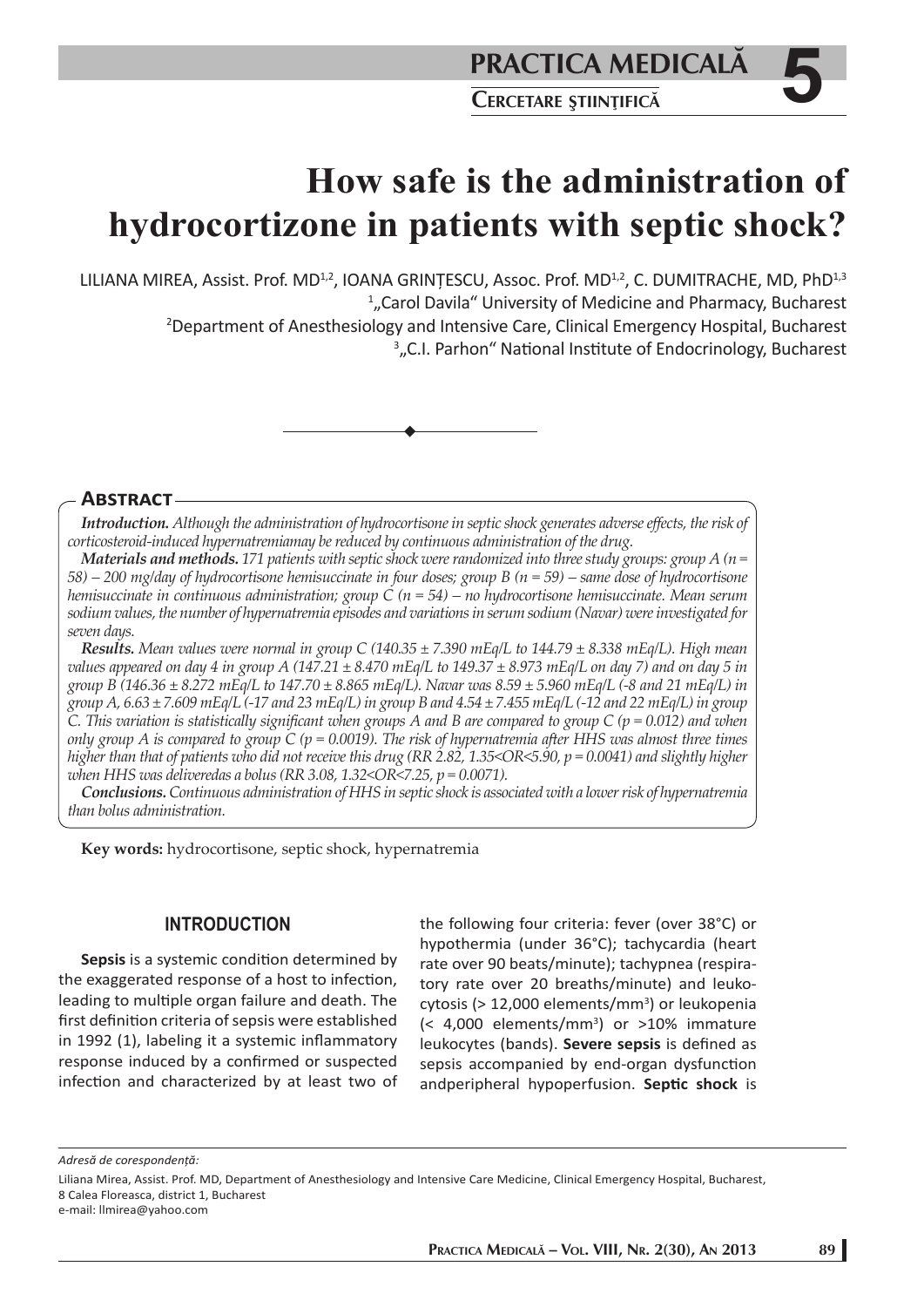# How safe is the administration of hydrocortizone in patients with septic shock?

LILIANA MIREA, Assist. Prof. MD[1,2], IOANA GRINȚESCU, Assoc. Prof. MD[1,2], C. DUMITRACHE, MD, PhD[1,3]

[1] „Carol Davila" University of Medicine and Pharmacy, Bucharest
[2] Department of Anesthesiology and Intensive Care, Clinical Emergency Hospital, Bucharest
[3] „C.I. Parhon" National Institute of Endocrinology, Bucharest

## Abstract

***Introduction.*** *Although the administration of hydrocortisone in septic shock generates adverse effects, the risk of corticosteroid-induced hypernatremiamay be reduced by continuous administration of the drug.*

***Materials and methods.*** *171 patients with septic shock were randomized into three study groups: group A (n = 58) – 200 mg/day of hydrocortisone hemisuccinate in four doses; group B (n = 59) – same dose of hydrocortisone hemisuccinate in continuous administration; group C (n = 54) – no hydrocortisone hemisuccinate. Mean serum sodium values, the number of hypernatremia episodes and variations in serum sodium (Navar) were investigated for seven days.*

***Results.*** *Mean values were normal in group C (140.35 ± 7.390 mEq/L to 144.79 ± 8.338 mEq/L). High mean values appeared on day 4 in group A (147.21 ± 8.470 mEq/L to 149.37 ± 8.973 mEq/L on day 7) and on day 5 in group B (146.36 ± 8.272 mEq/L to 147.70 ± 8.865 mEq/L). Navar was 8.59 ± 5.960 mEq/L (-8 and 21 mEq/L) in group A, 6.63 ± 7.609 mEq/L (-17 and 23 mEq/L) in group B and 4.54 ± 7.455 mEq/L (-12 and 22 mEq/L) in group C. This variation is statistically significant when groups A and B are compared to group C (p = 0.012) and when only group A is compared to group C (p = 0.0019). The risk of hypernatremia after HHS was almost three times higher than that of patients who did not receive this drug (RR 2.82, 1.35<OR<5.90, p = 0.0041) and slightly higher when HHS was deliveredas a bolus (RR 3.08, 1.32<OR<7.25, p = 0.0071).*

***Conclusions.*** *Continuous administration of HHS in septic shock is associated with a lower risk of hypernatremia than bolus administration.*

**Key words:** hydrocortisone, septic shock, hypernatremia

## INTRODUCTION

**Sepsis** is a systemic condition determined by the exaggerated response of a host to infection, leading to multiple organ failure and death. The first definition criteria of sepsis were established in 1992 (1), labeling it a systemic inflammatory response induced by a confirmed or suspected infection and characterized by at least two of the following four criteria: fever (over 38°C) or hypothermia (under 36°C); tachycardia (heart rate over 90 beats/minute); tachypnea (respiratory rate over 20 breaths/minute) and leukocytosis (> 12,000 elements/mm$^3$) or leukopenia (< 4,000 elements/mm$^3$) or >10% immature leukocytes (bands). **Severe sepsis** is defined as sepsis accompanied by end-organ dysfunction andperipheral hypoperfusion. **Septic shock** is

*Adresă de corespondență:*

Liliana Mirea, Assist. Prof. MD, Department of Anesthesiology and Intensive Care Medicine, Clinical Emergency Hospital, Bucharest, 8 Calea Floreasca, district 1, Bucharest
e-mail: llmirea@yahoo.com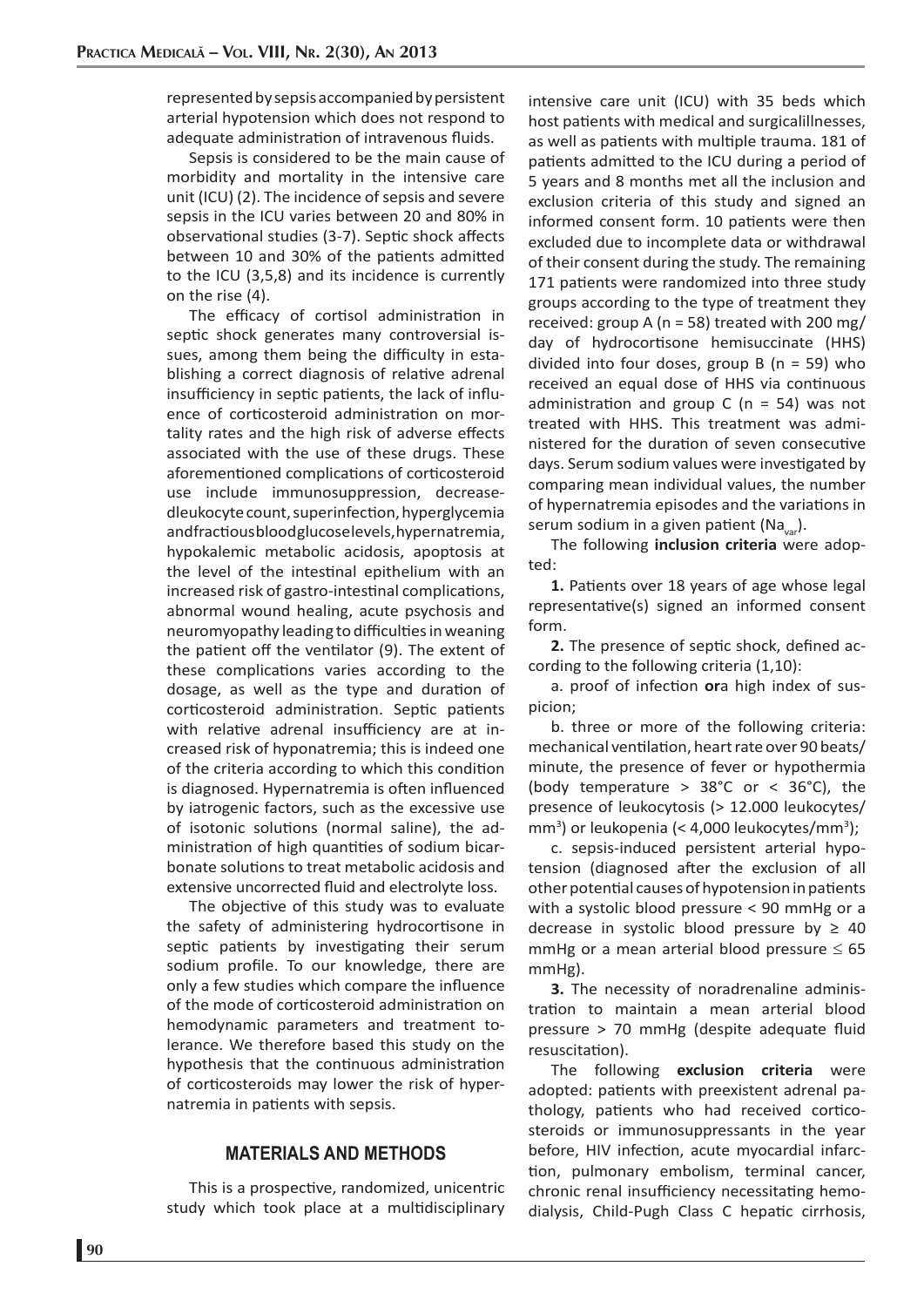represented by sepsis accompanied by persistent arterial hypotension which does not respond to adequate administration of intravenous fluids.

Sepsis is considered to be the main cause of morbidity and mortality in the intensive care unit (ICU) (2). The incidence of sepsis and severe sepsis in the ICU varies between 20 and 80% in observational studies (3-7). Septic shock affects between 10 and 30% of the patients admitted to the ICU (3,5,8) and its incidence is currently on the rise (4).

The efficacy of cortisol administration in septic shock generates many controversial issues, among them being the difficulty in establishing a correct diagnosis of relative adrenal insufficiency in septic patients, the lack of influence of corticosteroid administration on mortality rates and the high risk of adverse effects associated with the use of these drugs. These aforementioned complications of corticosteroid use include immunosuppression, decreasedleukocyte count, superinfection, hyperglycemia andfractious blood glucose levels, hypernatremia, hypokalemic metabolic acidosis, apoptosis at the level of the intestinal epithelium with an increased risk of gastro-intestinal complications, abnormal wound healing, acute psychosis and neuromyopathy leading to difficulties in weaning the patient off the ventilator (9). The extent of these complications varies according to the dosage, as well as the type and duration of corticosteroid administration. Septic patients with relative adrenal insufficiency are at increased risk of hyponatremia; this is indeed one of the criteria according to which this condition is diagnosed. Hypernatremia is often influenced by iatrogenic factors, such as the excessive use of isotonic solutions (normal saline), the administration of high quantities of sodium bicarbonate solutions to treat metabolic acidosis and extensive uncorrected fluid and electrolyte loss.

The objective of this study was to evaluate the safety of administering hydrocortisone in septic patients by investigating their serum sodium profile. To our knowledge, there are only a few studies which compare the influence of the mode of corticosteroid administration on hemodynamic parameters and treatment tolerance. We therefore based this study on the hypothesis that the continuous administration of corticosteroids may lower the risk of hypernatremia in patients with sepsis.

## MATERIALS AND METHODS

This is a prospective, randomized, unicentric study which took place at a multidisciplinary intensive care unit (ICU) with 35 beds which host patients with medical and surgicalillnesses, as well as patients with multiple trauma. 181 of patients admitted to the ICU during a period of 5 years and 8 months met all the inclusion and exclusion criteria of this study and signed an informed consent form. 10 patients were then excluded due to incomplete data or withdrawal of their consent during the study. The remaining 171 patients were randomized into three study groups according to the type of treatment they received: group A (n = 58) treated with 200 mg/day of hydrocortisone hemisuccinate (HHS) divided into four doses, group B (n = 59) who received an equal dose of HHS via continuous administration and group C (n = 54) was not treated with HHS. This treatment was administered for the duration of seven consecutive days. Serum sodium values were investigated by comparing mean individual values, the number of hypernatremia episodes and the variations in serum sodium in a given patient ($Na_{var}$).

The following **inclusion criteria** were adopted:

**1.** Patients over 18 years of age whose legal representative(s) signed an informed consent form.

**2.** The presence of septic shock, defined according to the following criteria (1,10):

a. proof of infection **or**a high index of suspicion;

b. three or more of the following criteria: mechanical ventilation, heart rate over 90 beats/minute, the presence of fever or hypothermia (body temperature > 38°C or < 36°C), the presence of leukocytosis (> 12.000 leukocytes/mm$^3$) or leukopenia (< 4,000 leukocytes/mm$^3$);

c. sepsis-induced persistent arterial hypotension (diagnosed after the exclusion of all other potential causes of hypotension in patients with a systolic blood pressure < 90 mmHg or a decrease in systolic blood pressure by ≥ 40 mmHg or a mean arterial blood pressure ≤ 65 mmHg).

**3.** The necessity of noradrenaline administration to maintain a mean arterial blood pressure > 70 mmHg (despite adequate fluid resuscitation).

The following **exclusion criteria** were adopted: patients with preexistent adrenal pathology, patients who had received corticosteroids or immunosuppressants in the year before, HIV infection, acute myocardial infarction, pulmonary embolism, terminal cancer, chronic renal insufficiency necessitating hemodialysis, Child-Pugh Class C hepatic cirrhosis,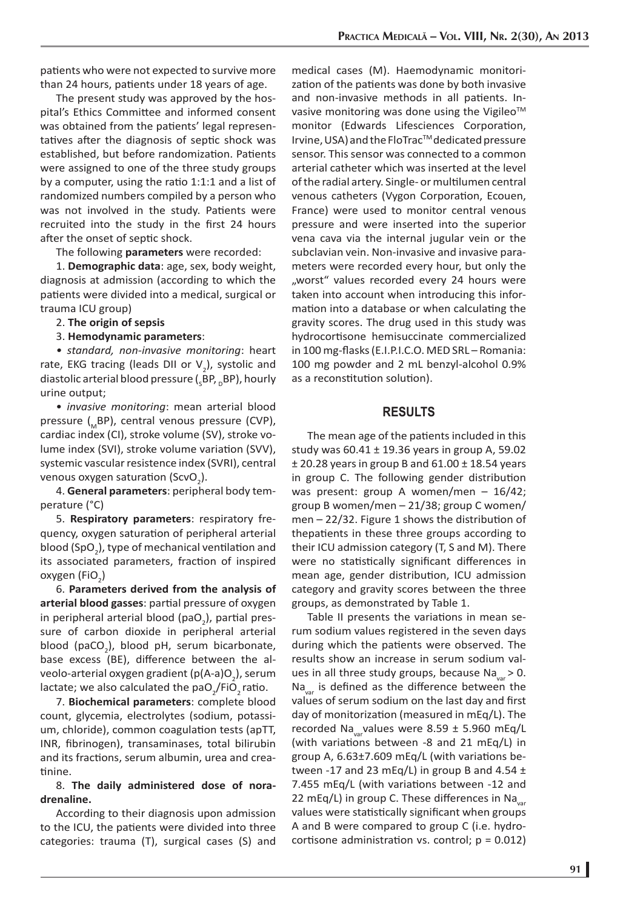patients who were not expected to survive more than 24 hours, patients under 18 years of age.

The present study was approved by the hospital's Ethics Committee and informed consent was obtained from the patients' legal representatives after the diagnosis of septic shock was established, but before randomization. Patients were assigned to one of the three study groups by a computer, using the ratio 1:1:1 and a list of randomized numbers compiled by a person who was not involved in the study. Patients were recruited into the study in the first 24 hours after the onset of septic shock.

The following **parameters** were recorded:

1. **Demographic data**: age, sex, body weight, diagnosis at admission (according to which the patients were divided into a medical, surgical or trauma ICU group)

2. **The origin of sepsis**

3. **Hemodynamic parameters**:

• *standard, non-invasive monitoring*: heart rate, EKG tracing (leads DII or $V_2$), systolic and diastolic arterial blood pressure ($_{S}BP$, $_{D}BP$), hourly urine output;

• *invasive monitoring*: mean arterial blood pressure ($_{M}BP$), central venous pressure (CVP), cardiac index (CI), stroke volume (SV), stroke volume index (SVI), stroke volume variation (SVV), systemic vascular resistence index (SVRI), central venous oxygen saturation ($ScvO_2$).

4. **General parameters**: peripheral body temperature (°C)

5. **Respiratory parameters**: respiratory frequency, oxygen saturation of peripheral arterial blood ($SpO_2$), type of mechanical ventilation and its associated parameters, fraction of inspired oxygen ($FiO_2$)

6. **Parameters derived from the analysis of arterial blood gasses**: partial pressure of oxygen in peripheral arterial blood ($paO_2$), partial pressure of carbon dioxide in peripheral arterial blood ($paCO_2$), blood pH, serum bicarbonate, base excess (BE), difference between the alveolo-arterial oxygen gradient ($p(A\text{-}a)O_2$), serum lactate; we also calculated the $paO_2/FiO_2$ ratio.

7. **Biochemical parameters**: complete blood count, glycemia, electrolytes (sodium, potassium, chloride), common coagulation tests (apTT, INR, fibrinogen), transaminases, total bilirubin and its fractions, serum albumin, urea and creatinine.

8. **The daily administered dose of noradrenaline.**

According to their diagnosis upon admission to the ICU, the patients were divided into three categories: trauma (T), surgical cases (S) and medical cases (M). Haemodynamic monitorization of the patients was done by both invasive and non-invasive methods in all patients. Invasive monitoring was done using the Vigileo™ monitor (Edwards Lifesciences Corporation, Irvine, USA) and the FloTrac™ dedicated pressure sensor. This sensor was connected to a common arterial catheter which was inserted at the level of the radial artery. Single- or multilumen central venous catheters (Vygon Corporation, Ecouen, France) were used to monitor central venous pressure and were inserted into the superior vena cava via the internal jugular vein or the subclavian vein. Non-invasive and invasive parameters were recorded every hour, but only the „worst" values recorded every 24 hours were taken into account when introducing this information into a database or when calculating the gravity scores. The drug used in this study was hydrocortisone hemisuccinate commercialized in 100 mg-flasks (E.I.P.I.C.O. MED SRL – Romania: 100 mg powder and 2 mL benzyl-alcohol 0.9% as a reconstitution solution).

## RESULTS

The mean age of the patients included in this study was 60.41 ± 19.36 years in group A, 59.02 ± 20.28 years in group B and 61.00 ± 18.54 years in group C. The following gender distribution was present: group A women/men – 16/42; group B women/men – 21/38; group C women/men – 22/32. Figure 1 shows the distribution of thepatients in these three groups according to their ICU admission category (T, S and M). There were no statistically significant differences in mean age, gender distribution, ICU admission category and gravity scores between the three groups, as demonstrated by Table 1.

Table II presents the variations in mean serum sodium values registered in the seven days during which the patients were observed. The results show an increase in serum sodium values in all three study groups, because $Na_{var} > 0$. $Na_{var}$ is defined as the difference between the values of serum sodium on the last day and first day of monitorization (measured in mEq/L). The recorded $Na_{var}$ values were 8.59 ± 5.960 mEq/L (with variations between -8 and 21 mEq/L) in group A, 6.63±7.609 mEq/L (with variations between -17 and 23 mEq/L) in group B and 4.54 ± 7.455 mEq/L (with variations between -12 and 22 mEq/L) in group C. These differences in $Na_{var}$ values were statistically significant when groups A and B were compared to group C (i.e. hydrocortisone administration vs. control; $p = 0.012$)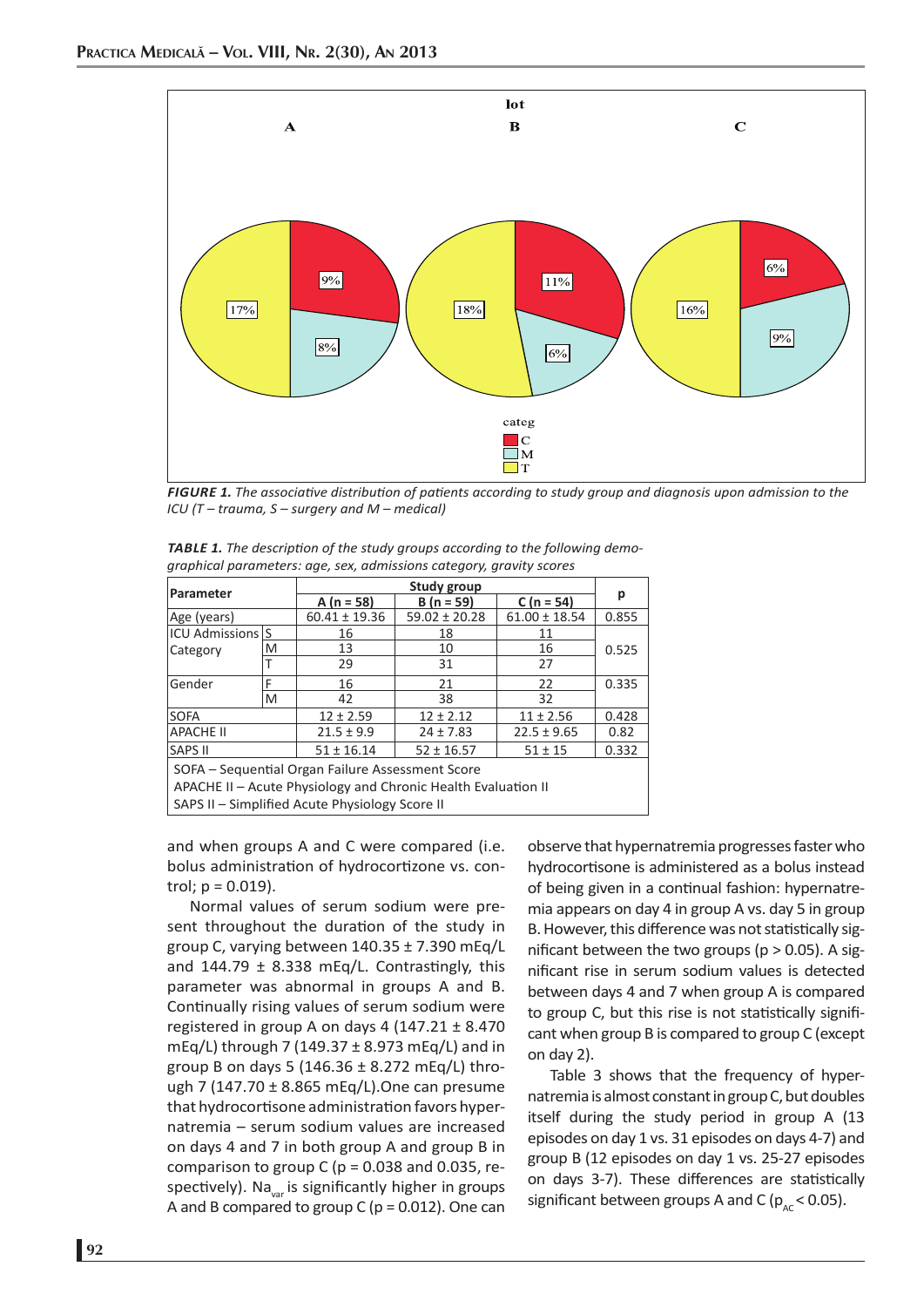**FIGURE 1.** *The associative distribution of patients according to study group and diagnosis upon admission to the ICU (T – trauma, S – surgery and M – medical)*

**TABLE 1.** *The description of the study groups according to the following demographical parameters: age, sex, admissions category, gravity scores*

| Parameter | | Study group | | | p |
|---|---|---|---|---|---|
| | | A (n = 58) | B (n = 59) | C (n = 54) | |
| Age (years) | | 60.41 ± 19.36 | 59.02 ± 20.28 | 61.00 ± 18.54 | 0.855 |
| ICU Admissions Category | S | 16 | 18 | 11 | 0.525 |
| | M | 13 | 10 | 16 | |
| | T | 29 | 31 | 27 | |
| Gender | F | 16 | 21 | 22 | 0.335 |
| | M | 42 | 38 | 32 | |
| SOFA | | 12 ± 2.59 | 12 ± 2.12 | 11 ± 2.56 | 0.428 |
| APACHE II | | 21.5 ± 9.9 | 24 ± 7.83 | 22.5 ± 9.65 | 0.82 |
| SAPS II | | 51 ± 16.14 | 52 ± 16.57 | 51 ± 15 | 0.332 |

SOFA – Sequential Organ Failure Assessment Score
APACHE II – Acute Physiology and Chronic Health Evaluation II
SAPS II – Simplified Acute Physiology Score II

and when groups A and C were compared (i.e. bolus administration of hydrocortizone vs. control; p = 0.019).

Normal values of serum sodium were present throughout the duration of the study in group C, varying between 140.35 ± 7.390 mEq/L and 144.79 ± 8.338 mEq/L. Contrastingly, this parameter was abnormal in groups A and B. Continually rising values of serum sodium were registered in group A on days 4 (147.21 ± 8.470 mEq/L) through 7 (149.37 ± 8.973 mEq/L) and in group B on days 5 (146.36 ± 8.272 mEq/L) through 7 (147.70 ± 8.865 mEq/L).One can presume that hydrocortisone administration favors hypernatremia – serum sodium values are increased on days 4 and 7 in both group A and group B in comparison to group C (p = 0.038 and 0.035, respectively). $Na_{var}$ is significantly higher in groups A and B compared to group C (p = 0.012). One can observe that hypernatremia progresses faster who hydrocortisone is administered as a bolus instead of being given in a continual fashion: hypernatremia appears on day 4 in group A vs. day 5 in group B. However, this difference was not statistically significant between the two groups (p > 0.05). A significant rise in serum sodium values is detected between days 4 and 7 when group A is compared to group C, but this rise is not statistically significant when group B is compared to group C (except on day 2).

Table 3 shows that the frequency of hypernatremia is almost constant in group C, but doubles itself during the study period in group A (13 episodes on day 1 vs. 31 episodes on days 4-7) and group B (12 episodes on day 1 vs. 25-27 episodes on days 3-7). These differences are statistically significant between groups A and C ($p_{AC} < 0.05$).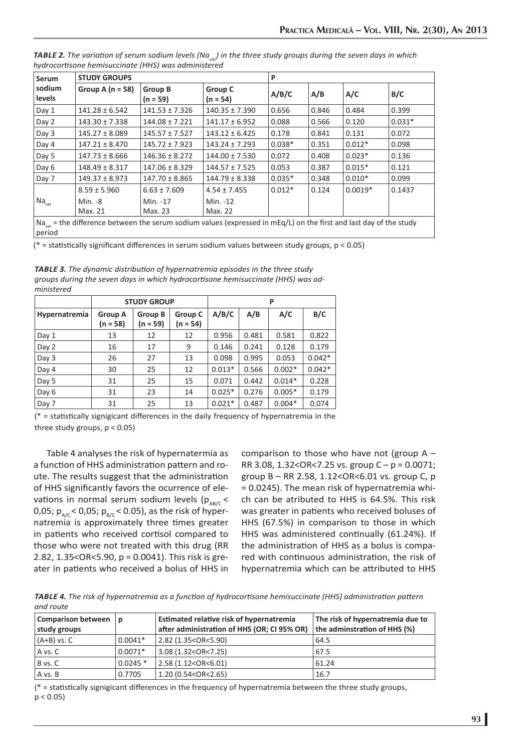***TABLE 2.*** *The variation of serum sodium levels ($Na_{var}$) in the three study groups during the seven days in which hydrocortisone hemisuccinate (HHS) was administered*

| Serum sodium levels | STUDY GROUPS | | | P | | | |
|---|---|---|---|---|---|---|---|
| | Group A (n = 58) | Group B (n = 59) | Group C (n = 54) | A/B/C | A/B | A/C | B/C |
| Day 1 | 141.28 ± 6.542 | 141.53 ± 7.326 | 140.35 ± 7.390 | 0.656 | 0.846 | 0.484 | 0.399 |
| Day 2 | 143.30 ± 7.338 | 144.08 ± 7.221 | 141.17 ± 6.952 | 0.088 | 0.566 | 0.120 | 0.031* |
| Day 3 | 145.27 ± 8.089 | 145.57 ± 7.527 | 143.12 ± 6.425 | 0.178 | 0.841 | 0.131 | 0.072 |
| Day 4 | 147.21 ± 8.470 | 145.72 ± 7.923 | 143.24 ± 7.293 | 0.038* | 0.351 | 0.012* | 0.098 |
| Day 5 | 147.73 ± 8.666 | 146.36 ± 8.272 | 144.00 ± 7.530 | 0.072 | 0.408 | 0.023* | 0.136 |
| Day 6 | 148.49 ± 8.317 | 147.06 ± 8.329 | 144.57 ± 7.525 | 0.053 | 0.387 | 0.015* | 0.121 |
| Day 7 | 149.37 ± 8.973 | 147.70 ± 8.865 | 144.79 ± 8.338 | 0.035* | 0.348 | 0.010* | 0.099 |
| $Na_{var}$ | 8.59 ± 5.960<br>Min. -8<br>Max. 21 | 6.63 ± 7.609<br>Min. -17<br>Max. 23 | 4.54 ± 7.455<br>Min. -12<br>Max. 22 | 0.012* | 0.124 | 0.0019* | 0.1437 |

$Na_{var}$ = the difference between the serum sodium values (expressed in mEq/L) on the first and last day of the study period

(* = statistically significant differences in serum sodium values between study groups, p < 0.05)

***TABLE 3.*** *The dynamic distribution of hypernatremia episodes in the three study groups during the seven days in which hydrocortisone hemisuccinate (HHS) was administered*

| | STUDY GROUP | | | P | | | |
|---|---|---|---|---|---|---|---|
| Hypernatremia | Group A (n = 58) | Group B (n = 59) | Group C (n = 54) | A/B/C | A/B | A/C | B/C |
| Day 1 | 13 | 12 | 12 | 0.956 | 0.481 | 0.581 | 0.822 |
| Day 2 | 16 | 17 | 9 | 0.146 | 0.241 | 0.128 | 0.179 |
| Day 3 | 26 | 27 | 13 | 0.098 | 0.995 | 0.053 | 0.042* |
| Day 4 | 30 | 25 | 12 | 0.013* | 0.566 | 0.002* | 0.042* |
| Day 5 | 31 | 25 | 15 | 0.071 | 0.442 | 0.014* | 0.228 |
| Day 6 | 31 | 23 | 14 | 0.025* | 0.276 | 0.005* | 0.179 |
| Day 7 | 31 | 25 | 13 | 0.021* | 0.487 | 0.004* | 0.074 |

(* = statistically signigicant differences in the daily frequency of hypernatremia in the three study groups, p < 0.05)

Table 4 analyses the risk of hypernatermia as a function of HHS administration pattern and route. The results suggest that the administration of HHS significantly favors the ocurrence of elevations in normal serum sodium levels ($p_{AB/C}$ < 0,05; $p_{A/C}$ < 0,05; $p_{B/C}$ < 0.05), as the risk of hypernatremia is approximately three times greater in patients who received cortisol compared to those who were not treated with this drug (RR 2.82, 1.35<OR<5.90, p = 0.0041). This risk is greater in patients who received a bolus of HHS in comparison to those who have not (group A – RR 3.08, 1.32<OR<7.25 vs. group C – p = 0.0071; group B – RR 2.58, 1.12<OR<6.01 vs. group C, p = 0.0245). The mean risk of hypernatremia which can be atributed to HHS is 64.5%. This risk was greater in patients who received boluses of HHS (67.5%) in comparison to those in which HHS was administered continually (61.24%). If the administration of HHS as a bolus is compared with continuous administration, the risk of hypernatremia which can be attributed to HHS

***TABLE 4.*** *The risk of hypernatremia as a function of hydrocortisone hemisuccinate (HHS) administration pattern and route*

| Comparison between study groups | p | Estimated relative risk of hypernatremia after administration of HHS (OR; CI 95% OR) | The risk of hypernatremia due to the adminstration of HHS (%) |
|---|---|---|---|
| (A+B) vs. C | 0.0041* | 2.82 (1.35<OR<5.90) | 64.5 |
| A vs. C | 0.0071* | 3.08 (1.32<OR<7.25) | 67.5 |
| B vs. C | 0.0245 * | 2.58 (1.12<OR<6.01) | 61.24 |
| A vs. B | 0.7705 | 1.20 (0.54<OR<2.65) | 16.7 |

(* = statistically signigicant differences in the frequency of hypernatremia between the three study groups, p < 0.05)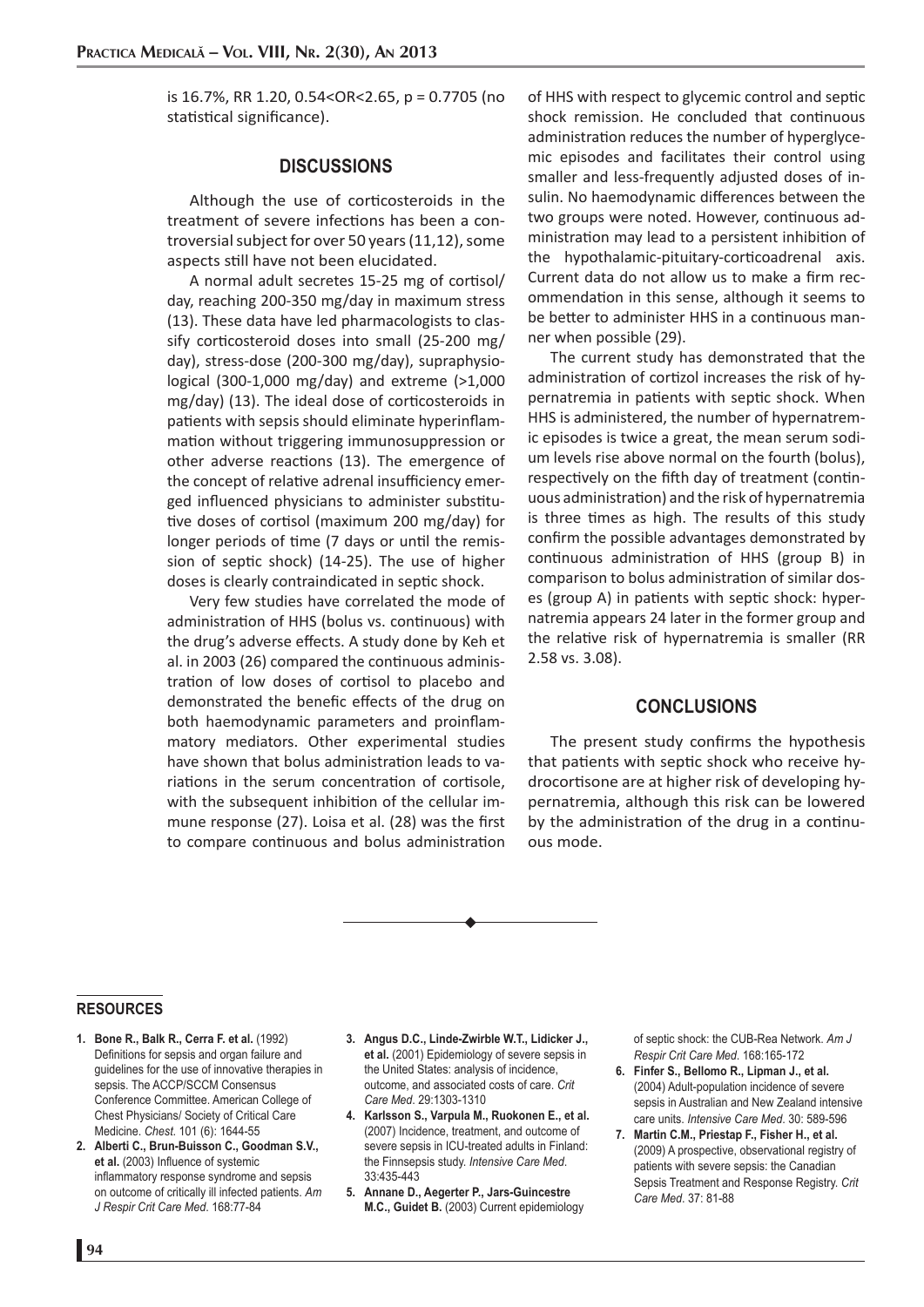is 16.7%, RR 1.20, 0.54<OR<2.65, p = 0.7705 (no statistical significance).

## DISCUSSIONS

Although the use of corticosteroids in the treatment of severe infections has been a controversial subject for over 50 years (11,12), some aspects still have not been elucidated.

A normal adult secretes 15-25 mg of cortisol/day, reaching 200-350 mg/day in maximum stress (13). These data have led pharmacologists to classify corticosteroid doses into small (25-200 mg/day), stress-dose (200-300 mg/day), supraphysiological (300-1,000 mg/day) and extreme (>1,000 mg/day) (13). The ideal dose of corticosteroids in patients with sepsis should eliminate hyperinflammation without triggering immunosuppression or other adverse reactions (13). The emergence of the concept of relative adrenal insufficiency emerged influenced physicians to administer substitutive doses of cortisol (maximum 200 mg/day) for longer periods of time (7 days or until the remission of septic shock) (14-25). The use of higher doses is clearly contraindicated in septic shock.

Very few studies have correlated the mode of administration of HHS (bolus vs. continuous) with the drug's adverse effects. A study done by Keh et al. in 2003 (26) compared the continuous administration of low doses of cortisol to placebo and demonstrated the benefic effects of the drug on both haemodynamic parameters and proinflammatory mediators. Other experimental studies have shown that bolus administration leads to variations in the serum concentration of cortisole, with the subsequent inhibition of the cellular immune response (27). Loisa et al. (28) was the first to compare continuous and bolus administration of HHS with respect to glycemic control and septic shock remission. He concluded that continuous administration reduces the number of hyperglycemic episodes and facilitates their control using smaller and less-frequently adjusted doses of insulin. No haemodynamic differences between the two groups were noted. However, continuous administration may lead to a persistent inhibition of the hypothalamic-pituitary-corticoadrenal axis. Current data do not allow us to make a firm recommendation in this sense, although it seems to be better to administer HHS in a continuous manner when possible (29).

The current study has demonstrated that the administration of cortizol increases the risk of hypernatremia in patients with septic shock. When HHS is administered, the number of hypernatremic episodes is twice a great, the mean serum sodium levels rise above normal on the fourth (bolus), respectively on the fifth day of treatment (continuous administration) and the risk of hypernatremia is three times as high. The results of this study confirm the possible advantages demonstrated by continuous administration of HHS (group B) in comparison to bolus administration of similar doses (group A) in patients with septic shock: hypernatremia appears 24 later in the former group and the relative risk of hypernatremia is smaller (RR 2.58 vs. 3.08).

## CONCLUSIONS

The present study confirms the hypothesis that patients with septic shock who receive hydrocortisone are at higher risk of developing hypernatremia, although this risk can be lowered by the administration of the drug in a continuous mode.

## RESOURCES

1. **Bone R., Balk R., Cerra F. et al.** (1992) Definitions for sepsis and organ failure and guidelines for the use of innovative therapies in sepsis. The ACCP/SCCM Consensus Conference Committee. American College of Chest Physicians/ Society of Critical Care Medicine. *Chest*. 101 (6): 1644-55
2. **Alberti C., Brun-Buisson C., Goodman S.V., et al.** (2003) Influence of systemic inflammatory response syndrome and sepsis on outcome of critically ill infected patients. *Am J Respir Crit Care Med*. 168:77-84
3. **Angus D.C., Linde-Zwirble W.T., Lidicker J., et al.** (2001) Epidemiology of severe sepsis in the United States: analysis of incidence, outcome, and associated costs of care. *Crit Care Med*. 29:1303-1310
4. **Karlsson S., Varpula M., Ruokonen E., et al.** (2007) Incidence, treatment, and outcome of severe sepsis in ICU-treated adults in Finland: the Finnsepsis study. *Intensive Care Med*. 33:435-443
5. **Annane D., Aegerter P., Jars-Guincestre M.C., Guidet B.** (2003) Current epidemiology of septic shock: the CUB-Rea Network. *Am J Respir Crit Care Med*. 168:165-172
6. **Finfer S., Bellomo R., Lipman J., et al.** (2004) Adult-population incidence of severe sepsis in Australian and New Zealand intensive care units. *Intensive Care Med*. 30: 589-596
7. **Martin C.M., Priestap F., Fisher H., et al.** (2009) A prospective, observational registry of patients with severe sepsis: the Canadian Sepsis Treatment and Response Registry. *Crit Care Med*. 37: 81-88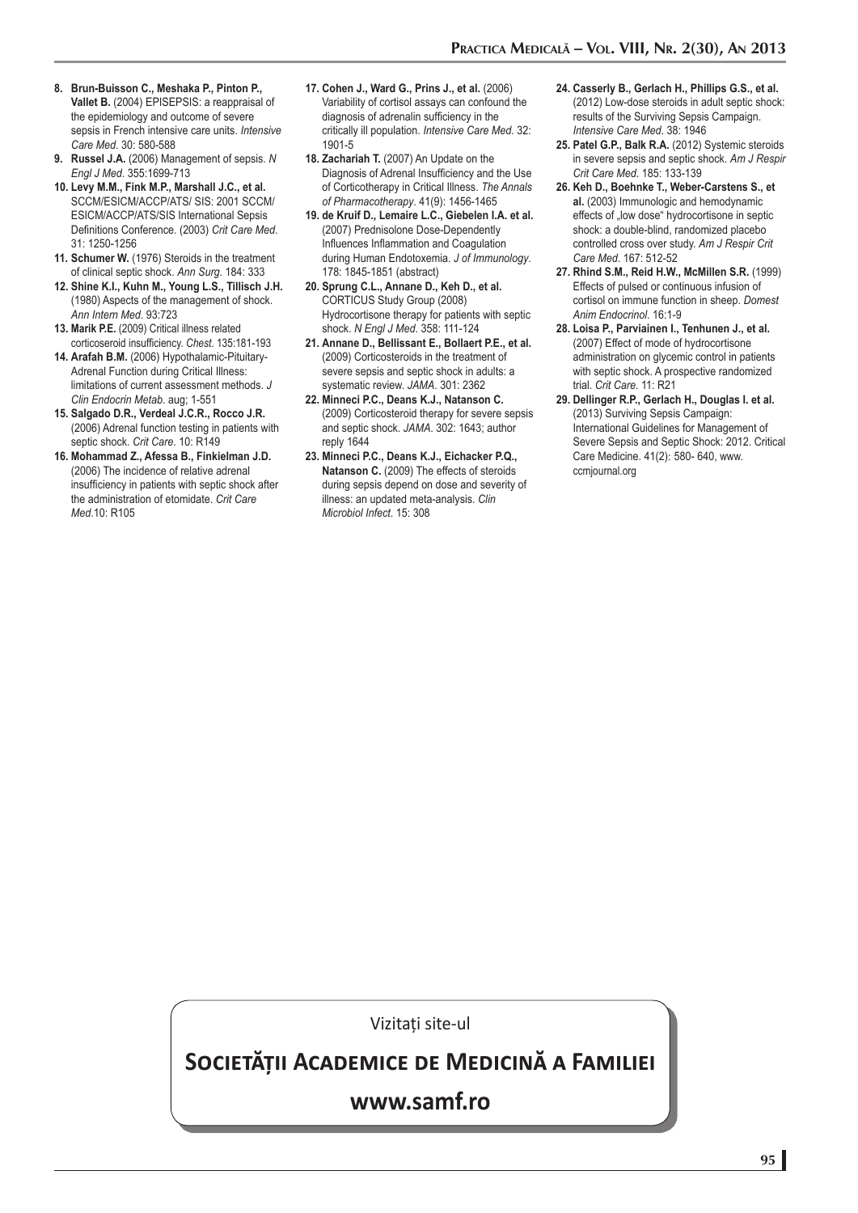8. **Brun-Buisson C., Meshaka P., Pinton P., Vallet B.** (2004) EPISEPSIS: a reappraisal of the epidemiology and outcome of severe sepsis in French intensive care units. *Intensive Care Med*. 30: 580-588
9. **Russel J.A.** (2006) Management of sepsis. *N Engl J Med*. 355:1699-713
10. **Levy M.M., Fink M.P., Marshall J.C., et al.** SCCM/ESICM/ACCP/ATS/ SIS: 2001 SCCM/ ESICM/ACCP/ATS/SIS International Sepsis Definitions Conference. (2003) *Crit Care Med*. 31: 1250-1256
11. **Schumer W.** (1976) Steroids in the treatment of clinical septic shock. *Ann Surg*. 184: 333
12. **Shine K.I., Kuhn M., Young L.S., Tillisch J.H.** (1980) Aspects of the management of shock. *Ann Intern Med*. 93:723
13. **Marik P.E.** (2009) Critical illness related corticoseroid insufficiency. *Chest*. 135:181-193
14. **Arafah B.M.** (2006) Hypothalamic-Pituitary-Adrenal Function during Critical Illness: limitations of current assessment methods. *J Clin Endocrin Metab*. aug; 1-551
15. **Salgado D.R., Verdeal J.C.R., Rocco J.R.** (2006) Adrenal function testing in patients with septic shock. *Crit Care*. 10: R149
16. **Mohammad Z., Afessa B., Finkielman J.D.** (2006) The incidence of relative adrenal insufficiency in patients with septic shock after the administration of etomidate. *Crit Care Med*.10: R105
17. **Cohen J., Ward G., Prins J., et al.** (2006) Variability of cortisol assays can confound the diagnosis of adrenalin sufficiency in the critically ill population. *Intensive Care Med*. 32: 1901-5
18. **Zachariah T.** (2007) An Update on the Diagnosis of Adrenal Insufficiency and the Use of Corticotherapy in Critical Illness. *The Annals of Pharmacotherapy*. 41(9): 1456-1465
19. **de Kruif D., Lemaire L.C., Giebelen I.A. et al.** (2007) Prednisolone Dose-Dependently Influences Inflammation and Coagulation during Human Endotoxemia. *J of Immunology*. 178: 1845-1851 (abstract)
20. **Sprung C.L., Annane D., Keh D., et al.** CORTICUS Study Group (2008) Hydrocortisone therapy for patients with septic shock. *N Engl J Med*. 358: 111-124
21. **Annane D., Bellissant E., Bollaert P.E., et al.** (2009) Corticosteroids in the treatment of severe sepsis and septic shock in adults: a systematic review. *JAMA*. 301: 2362
22. **Minneci P.C., Deans K.J., Natanson C.** (2009) Corticosteroid therapy for severe sepsis and septic shock. *JAMA*. 302: 1643; author reply 1644
23. **Minneci P.C., Deans K.J., Eichacker P.Q., Natanson C.** (2009) The effects of steroids during sepsis depend on dose and severity of illness: an updated meta-analysis. *Clin Microbiol Infect*. 15: 308
24. **Casserly B., Gerlach H., Phillips G.S., et al.** (2012) Low-dose steroids in adult septic shock: results of the Surviving Sepsis Campaign. *Intensive Care Med*. 38: 1946
25. **Patel G.P., Balk R.A.** (2012) Systemic steroids in severe sepsis and septic shock. *Am J Respir Crit Care Med*. 185: 133-139
26. **Keh D., Boehnke T., Weber-Carstens S., et al.** (2003) Immunologic and hemodynamic effects of „low dose" hydrocortisone in septic shock: a double-blind, randomized placebo controlled cross over study. *Am J Respir Crit Care Med*. 167: 512-52
27. **Rhind S.M., Reid H.W., McMillen S.R.** (1999) Effects of pulsed or continuous infusion of cortisol on immune function in sheep. *Domest Anim Endocrinol*. 16:1-9
28. **Loisa P., Parviainen I., Tenhunen J., et al.** (2007) Effect of mode of hydrocortisone administration on glycemic control in patients with septic shock. A prospective randomized trial. *Crit Care*. 11: R21
29. **Dellinger R.P., Gerlach H., Douglas I. et al.** (2013) Surviving Sepsis Campaign: International Guidelines for Management of Severe Sepsis and Septic Shock: 2012. Critical Care Medicine. 41(2): 580- 640, www.ccmjournal.org

Vizitați site-ul

**Societății Academice de Medicină a Familiei**

**www.samf.ro**